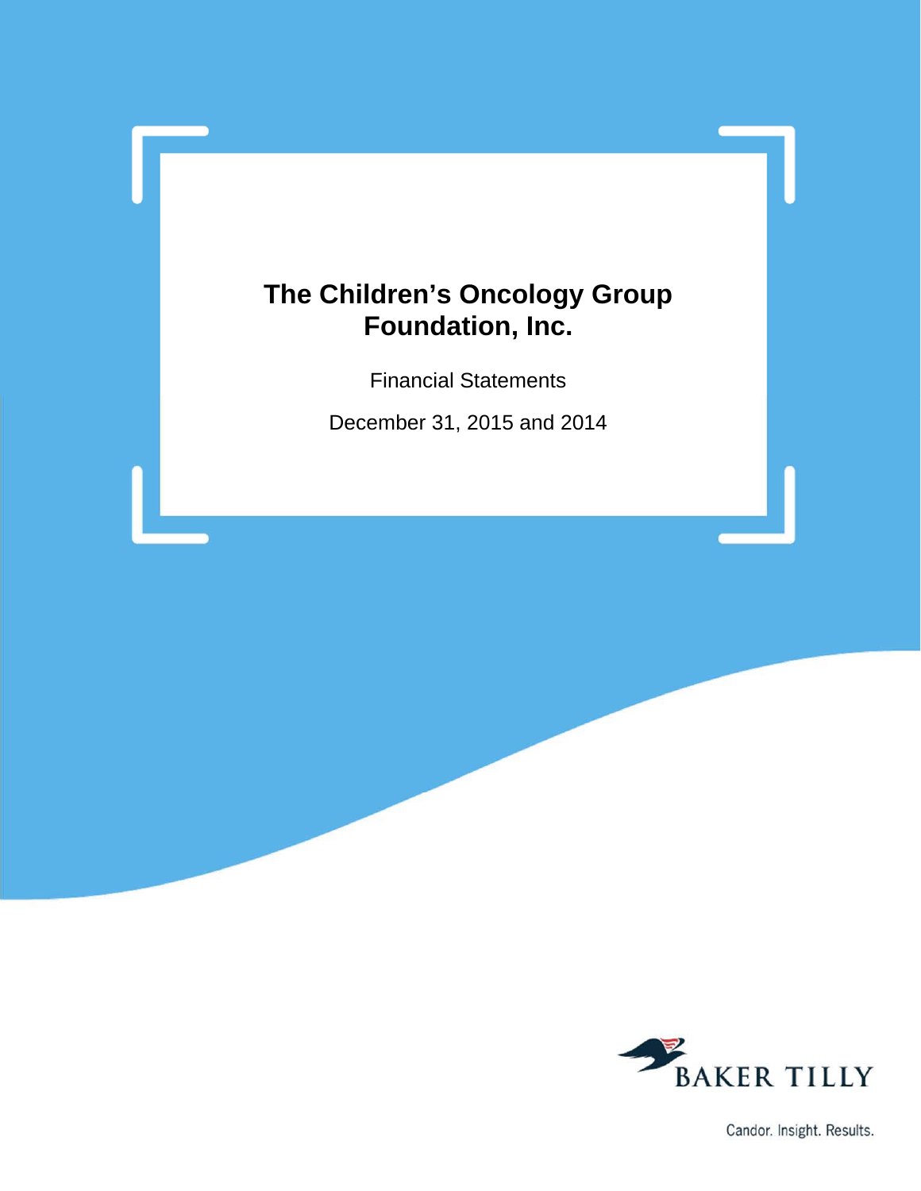# The Children's Oncology Group Foundation, Inc.

Financial Statements

December 31, 2015 and 2014

BAKER TILLY

Candor. Insight. Results.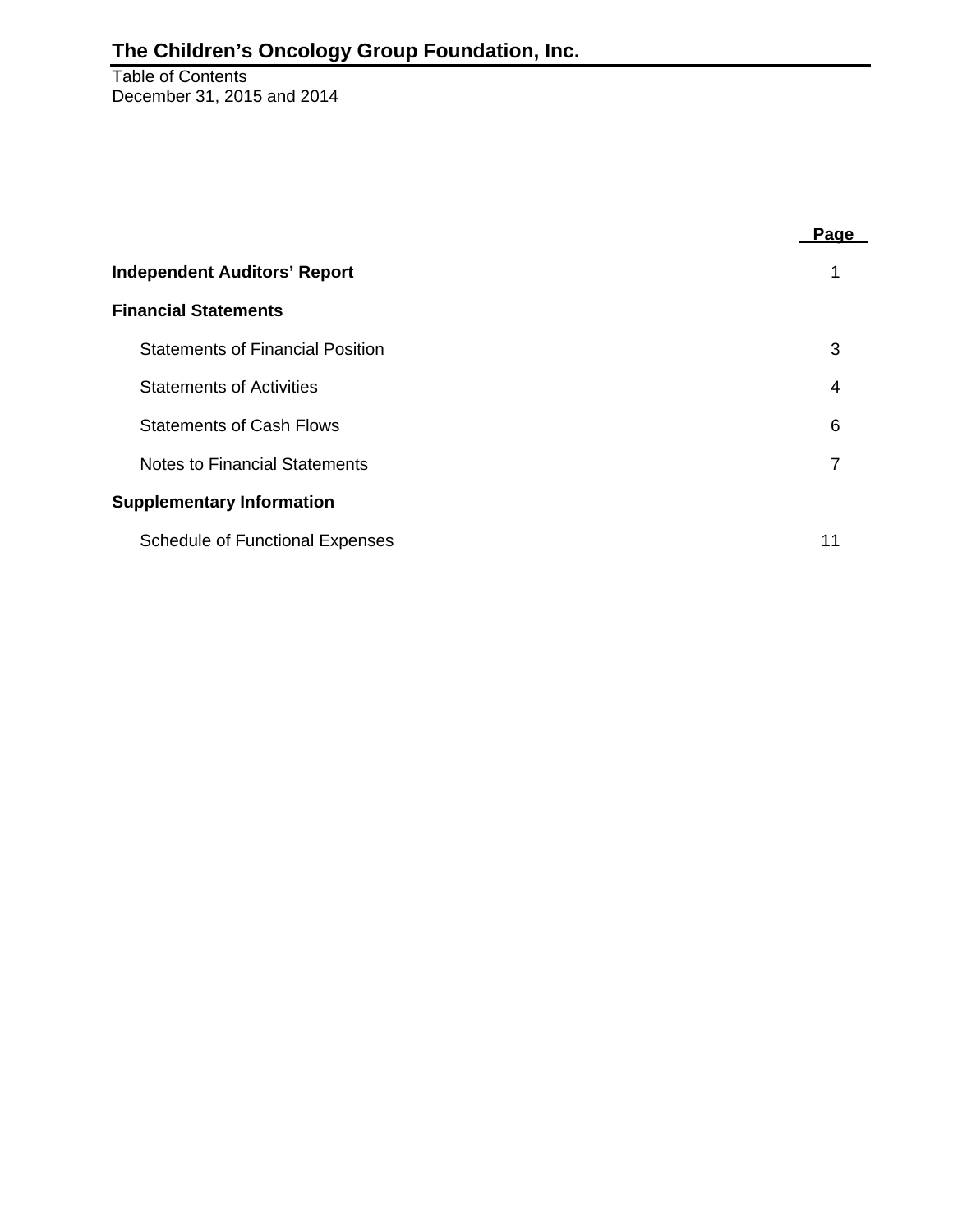# The Children's Oncology Group Foundation, Inc.

Table of Contents
December 31, 2015 and 2014

| | Page |
|---|---|
| **Independent Auditors' Report** | 1 |
| **Financial Statements** | |
| Statements of Financial Position | 3 |
| Statements of Activities | 4 |
| Statements of Cash Flows | 6 |
| Notes to Financial Statements | 7 |
| **Supplementary Information** | |
| Schedule of Functional Expenses | 11 |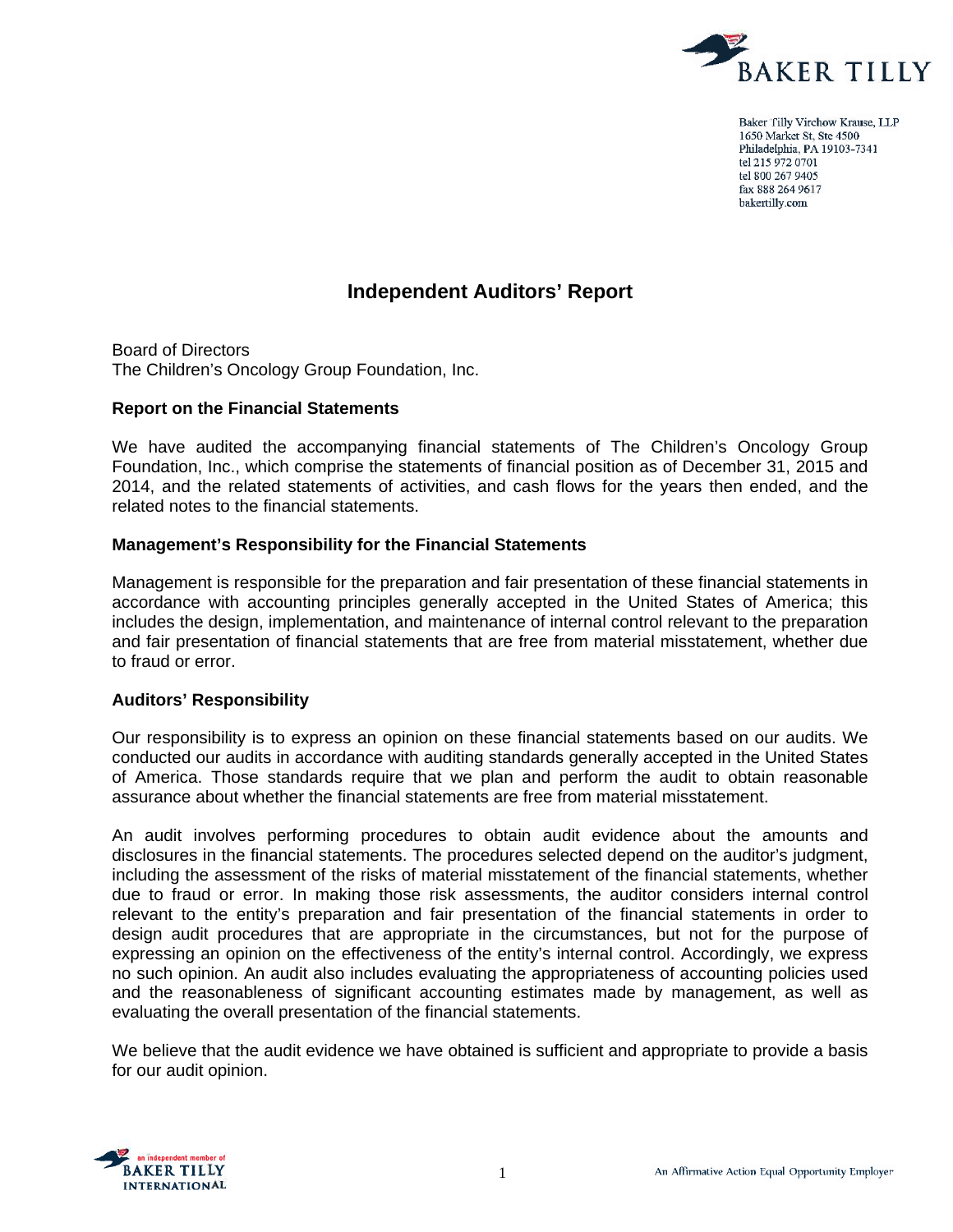Baker Tilly Virchow Krause, LLP
1650 Market St, Ste 4500
Philadelphia, PA 19103-7341
tel 215 972 0701
tel 800 267 9405
fax 888 264 9617
bakertilly.com

# Independent Auditors' Report

Board of Directors
The Children's Oncology Group Foundation, Inc.

### Report on the Financial Statements

We have audited the accompanying financial statements of The Children's Oncology Group Foundation, Inc., which comprise the statements of financial position as of December 31, 2015 and 2014, and the related statements of activities, and cash flows for the years then ended, and the related notes to the financial statements.

### Management's Responsibility for the Financial Statements

Management is responsible for the preparation and fair presentation of these financial statements in accordance with accounting principles generally accepted in the United States of America; this includes the design, implementation, and maintenance of internal control relevant to the preparation and fair presentation of financial statements that are free from material misstatement, whether due to fraud or error.

### Auditors' Responsibility

Our responsibility is to express an opinion on these financial statements based on our audits. We conducted our audits in accordance with auditing standards generally accepted in the United States of America. Those standards require that we plan and perform the audit to obtain reasonable assurance about whether the financial statements are free from material misstatement.

An audit involves performing procedures to obtain audit evidence about the amounts and disclosures in the financial statements. The procedures selected depend on the auditor's judgment, including the assessment of the risks of material misstatement of the financial statements, whether due to fraud or error. In making those risk assessments, the auditor considers internal control relevant to the entity's preparation and fair presentation of the financial statements in order to design audit procedures that are appropriate in the circumstances, but not for the purpose of expressing an opinion on the effectiveness of the entity's internal control. Accordingly, we express no such opinion. An audit also includes evaluating the appropriateness of accounting policies used and the reasonableness of significant accounting estimates made by management, as well as evaluating the overall presentation of the financial statements.

We believe that the audit evidence we have obtained is sufficient and appropriate to provide a basis for our audit opinion.

an independent member of BAKER TILLY INTERNATIONAL

An Affirmative Action Equal Opportunity Employer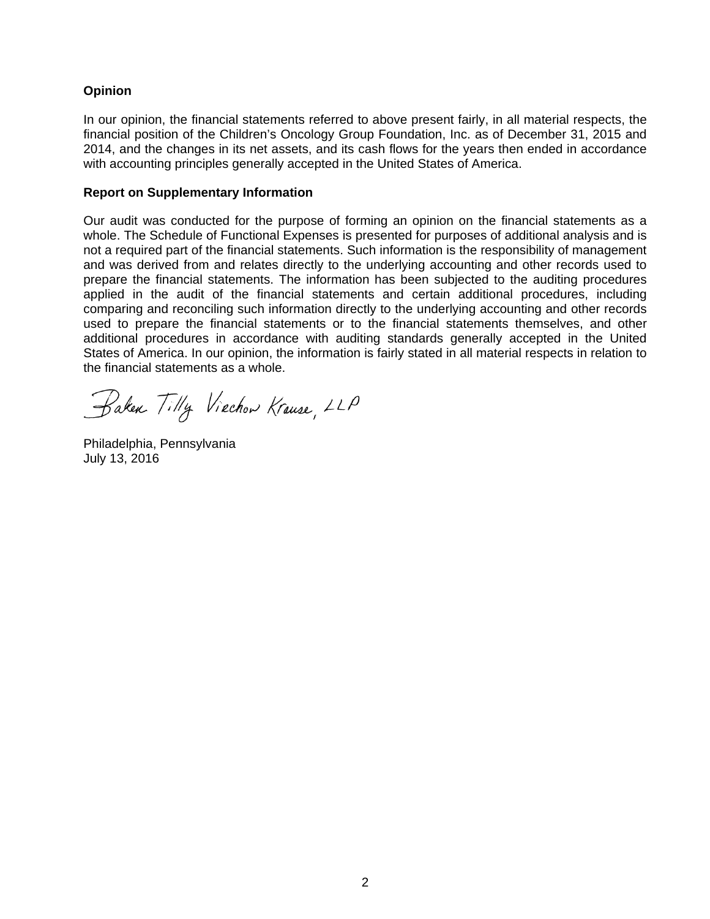**Opinion**

In our opinion, the financial statements referred to above present fairly, in all material respects, the financial position of the Children's Oncology Group Foundation, Inc. as of December 31, 2015 and 2014, and the changes in its net assets, and its cash flows for the years then ended in accordance with accounting principles generally accepted in the United States of America.

**Report on Supplementary Information**

Our audit was conducted for the purpose of forming an opinion on the financial statements as a whole. The Schedule of Functional Expenses is presented for purposes of additional analysis and is not a required part of the financial statements. Such information is the responsibility of management and was derived from and relates directly to the underlying accounting and other records used to prepare the financial statements. The information has been subjected to the auditing procedures applied in the audit of the financial statements and certain additional procedures, including comparing and reconciling such information directly to the underlying accounting and other records used to prepare the financial statements or to the financial statements themselves, and other additional procedures in accordance with auditing standards generally accepted in the United States of America. In our opinion, the information is fairly stated in all material respects in relation to the financial statements as a whole.

Baker Tilly Virchow Krause, LLP

Philadelphia, Pennsylvania
July 13, 2016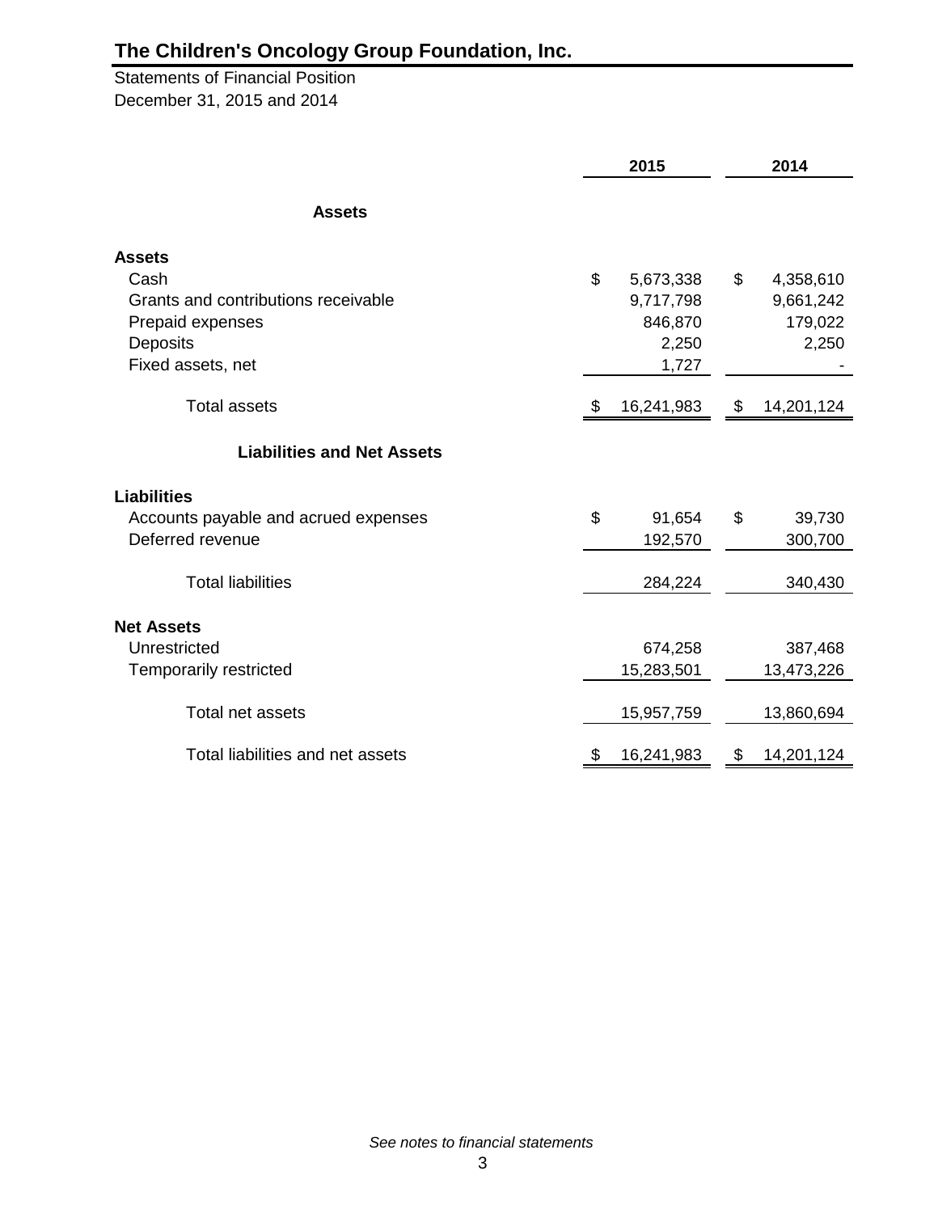# The Children's Oncology Group Foundation, Inc.

Statements of Financial Position
December 31, 2015 and 2014

| | 2015 | 2014 |
|---|---|---|
| **Assets** | | |
| **Assets** | | |
| Cash | $ 5,673,338 | $ 4,358,610 |
| Grants and contributions receivable | 9,717,798 | 9,661,242 |
| Prepaid expenses | 846,870 | 179,022 |
| Deposits | 2,250 | 2,250 |
| Fixed assets, net | 1,727 | - |
| Total assets | $ 16,241,983 | $ 14,201,124 |
| **Liabilities and Net Assets** | | |
| **Liabilities** | | |
| Accounts payable and acrued expenses | $ 91,654 | $ 39,730 |
| Deferred revenue | 192,570 | 300,700 |
| Total liabilities | 284,224 | 340,430 |
| **Net Assets** | | |
| Unrestricted | 674,258 | 387,468 |
| Temporarily restricted | 15,283,501 | 13,473,226 |
| Total net assets | 15,957,759 | 13,860,694 |
| Total liabilities and net assets | $ 16,241,983 | $ 14,201,124 |

*See notes to financial statements*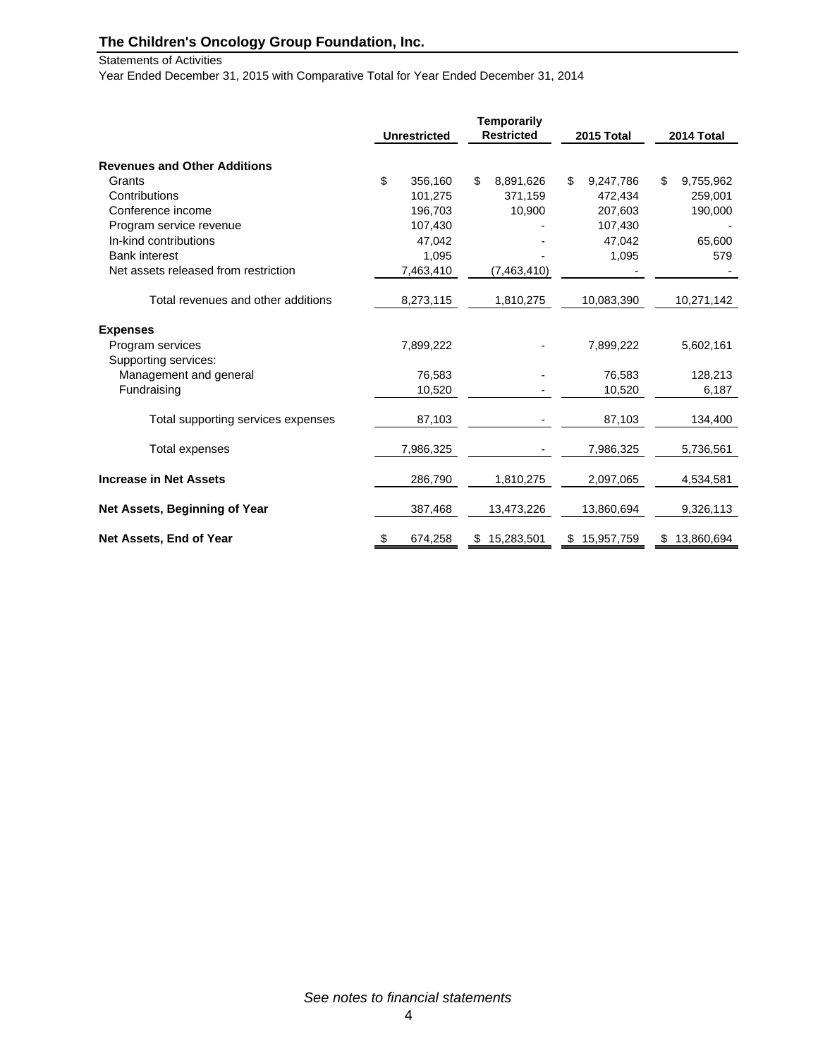## The Children's Oncology Group Foundation, Inc.

Statements of Activities

Year Ended December 31, 2015 with Comparative Total for Year Ended December 31, 2014

| | Unrestricted | Temporarily Restricted | 2015 Total | 2014 Total |
|---|---|---|---|---|
| **Revenues and Other Additions** | | | | |
| Grants | $ 356,160 | $ 8,891,626 | $ 9,247,786 | $ 9,755,962 |
| Contributions | 101,275 | 371,159 | 472,434 | 259,001 |
| Conference income | 196,703 | 10,900 | 207,603 | 190,000 |
| Program service revenue | 107,430 | - | 107,430 | - |
| In-kind contributions | 47,042 | - | 47,042 | 65,600 |
| Bank interest | 1,095 | - | 1,095 | 579 |
| Net assets released from restriction | 7,463,410 | (7,463,410) | - | - |
| Total revenues and other additions | 8,273,115 | 1,810,275 | 10,083,390 | 10,271,142 |
| **Expenses** | | | | |
| Program services | 7,899,222 | - | 7,899,222 | 5,602,161 |
| Supporting services: | | | | |
| Management and general | 76,583 | - | 76,583 | 128,213 |
| Fundraising | 10,520 | - | 10,520 | 6,187 |
| Total supporting services expenses | 87,103 | - | 87,103 | 134,400 |
| Total expenses | 7,986,325 | - | 7,986,325 | 5,736,561 |
| **Increase in Net Assets** | 286,790 | 1,810,275 | 2,097,065 | 4,534,581 |
| **Net Assets, Beginning of Year** | 387,468 | 13,473,226 | 13,860,694 | 9,326,113 |
| **Net Assets, End of Year** | $ 674,258 | $ 15,283,501 | $ 15,957,759 | $ 13,860,694 |

*See notes to financial statements*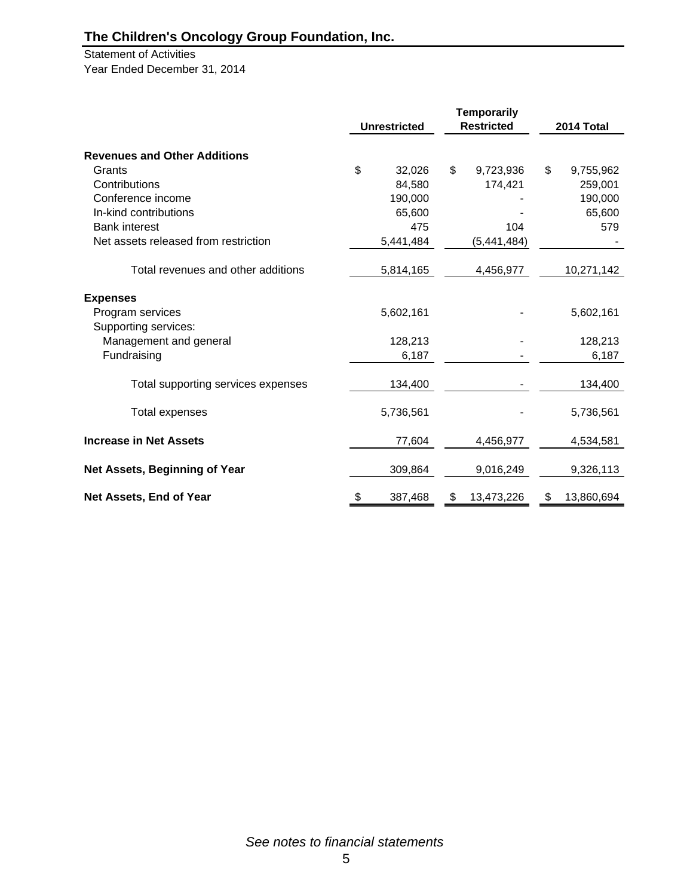# The Children's Oncology Group Foundation, Inc.

Statement of Activities
Year Ended December 31, 2014

| | Unrestricted | Temporarily Restricted | 2014 Total |
|---|---|---|---|
| **Revenues and Other Additions** | | | |
| Grants | $ 32,026 | $ 9,723,936 | $ 9,755,962 |
| Contributions | 84,580 | 174,421 | 259,001 |
| Conference income | 190,000 | - | 190,000 |
| In-kind contributions | 65,600 | - | 65,600 |
| Bank interest | 475 | 104 | 579 |
| Net assets released from restriction | 5,441,484 | (5,441,484) | - |
| Total revenues and other additions | 5,814,165 | 4,456,977 | 10,271,142 |
| **Expenses** | | | |
| Program services | 5,602,161 | - | 5,602,161 |
| Supporting services: | | | |
| Management and general | 128,213 | - | 128,213 |
| Fundraising | 6,187 | - | 6,187 |
| Total supporting services expenses | 134,400 | - | 134,400 |
| Total expenses | 5,736,561 | - | 5,736,561 |
| **Increase in Net Assets** | 77,604 | 4,456,977 | 4,534,581 |
| **Net Assets, Beginning of Year** | 309,864 | 9,016,249 | 9,326,113 |
| **Net Assets, End of Year** | $ 387,468 | $ 13,473,226 | $ 13,860,694 |

*See notes to financial statements*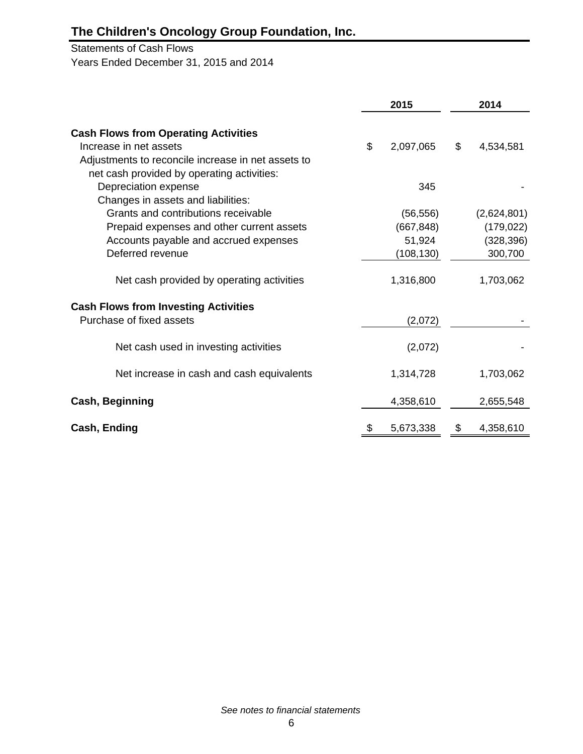# The Children's Oncology Group Foundation, Inc.

Statements of Cash Flows
Years Ended December 31, 2015 and 2014

| | 2015 | 2014 |
|---|---|---|
| **Cash Flows from Operating Activities** | | |
| Increase in net assets | $ 2,097,065 | $ 4,534,581 |
| Adjustments to reconcile increase in net assets to net cash provided by operating activities: | | |
| Depreciation expense | 345 | - |
| Changes in assets and liabilities: | | |
| Grants and contributions receivable | (56,556) | (2,624,801) |
| Prepaid expenses and other current assets | (667,848) | (179,022) |
| Accounts payable and accrued expenses | 51,924 | (328,396) |
| Deferred revenue | (108,130) | 300,700 |
| Net cash provided by operating activities | 1,316,800 | 1,703,062 |
| **Cash Flows from Investing Activities** | | |
| Purchase of fixed assets | (2,072) | - |
| Net cash used in investing activities | (2,072) | - |
| Net increase in cash and cash equivalents | 1,314,728 | 1,703,062 |
| **Cash, Beginning** | 4,358,610 | 2,655,548 |
| **Cash, Ending** | $ 5,673,338 | $ 4,358,610 |

*See notes to financial statements*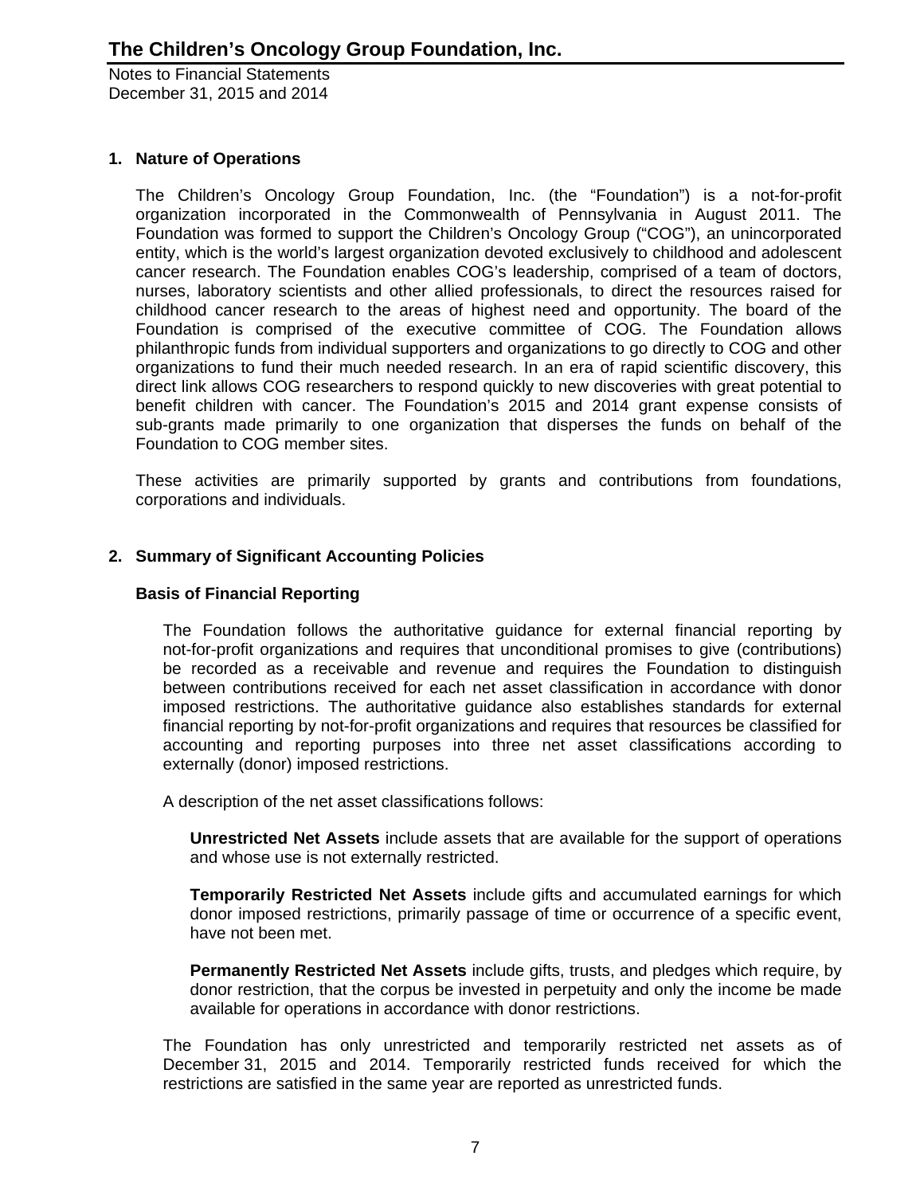## 1. Nature of Operations

The Children's Oncology Group Foundation, Inc. (the "Foundation") is a not-for-profit organization incorporated in the Commonwealth of Pennsylvania in August 2011. The Foundation was formed to support the Children's Oncology Group ("COG"), an unincorporated entity, which is the world's largest organization devoted exclusively to childhood and adolescent cancer research. The Foundation enables COG's leadership, comprised of a team of doctors, nurses, laboratory scientists and other allied professionals, to direct the resources raised for childhood cancer research to the areas of highest need and opportunity. The board of the Foundation is comprised of the executive committee of COG. The Foundation allows philanthropic funds from individual supporters and organizations to go directly to COG and other organizations to fund their much needed research. In an era of rapid scientific discovery, this direct link allows COG researchers to respond quickly to new discoveries with great potential to benefit children with cancer. The Foundation's 2015 and 2014 grant expense consists of sub-grants made primarily to one organization that disperses the funds on behalf of the Foundation to COG member sites.

These activities are primarily supported by grants and contributions from foundations, corporations and individuals.

## 2. Summary of Significant Accounting Policies

### Basis of Financial Reporting

The Foundation follows the authoritative guidance for external financial reporting by not-for-profit organizations and requires that unconditional promises to give (contributions) be recorded as a receivable and revenue and requires the Foundation to distinguish between contributions received for each net asset classification in accordance with donor imposed restrictions. The authoritative guidance also establishes standards for external financial reporting by not-for-profit organizations and requires that resources be classified for accounting and reporting purposes into three net asset classifications according to externally (donor) imposed restrictions.

A description of the net asset classifications follows:

**Unrestricted Net Assets** include assets that are available for the support of operations and whose use is not externally restricted.

**Temporarily Restricted Net Assets** include gifts and accumulated earnings for which donor imposed restrictions, primarily passage of time or occurrence of a specific event, have not been met.

**Permanently Restricted Net Assets** include gifts, trusts, and pledges which require, by donor restriction, that the corpus be invested in perpetuity and only the income be made available for operations in accordance with donor restrictions.

The Foundation has only unrestricted and temporarily restricted net assets as of December 31, 2015 and 2014. Temporarily restricted funds received for which the restrictions are satisfied in the same year are reported as unrestricted funds.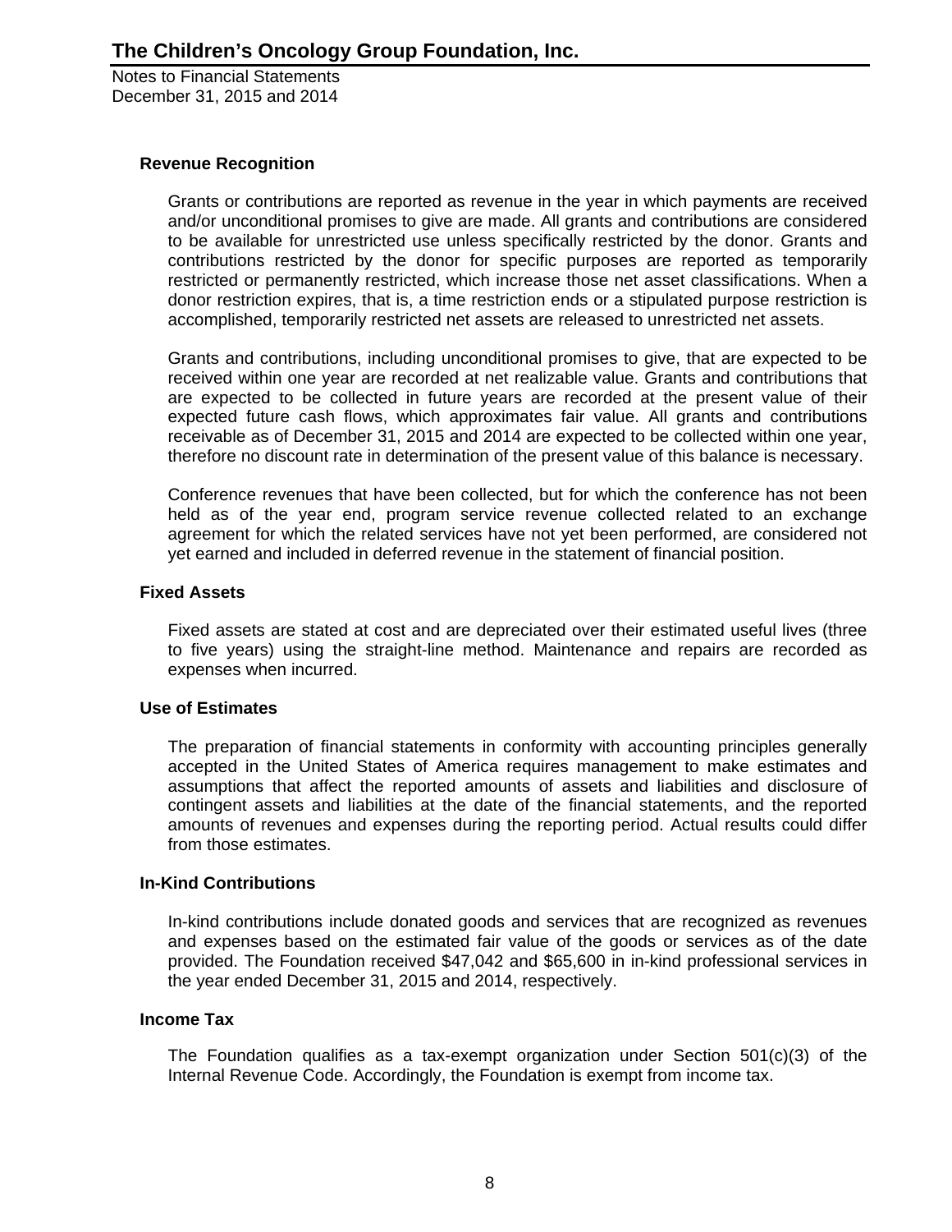# The Children's Oncology Group Foundation, Inc.

Notes to Financial Statements
December 31, 2015 and 2014

### Revenue Recognition

Grants or contributions are reported as revenue in the year in which payments are received and/or unconditional promises to give are made. All grants and contributions are considered to be available for unrestricted use unless specifically restricted by the donor. Grants and contributions restricted by the donor for specific purposes are reported as temporarily restricted or permanently restricted, which increase those net asset classifications. When a donor restriction expires, that is, a time restriction ends or a stipulated purpose restriction is accomplished, temporarily restricted net assets are released to unrestricted net assets.

Grants and contributions, including unconditional promises to give, that are expected to be received within one year are recorded at net realizable value. Grants and contributions that are expected to be collected in future years are recorded at the present value of their expected future cash flows, which approximates fair value. All grants and contributions receivable as of December 31, 2015 and 2014 are expected to be collected within one year, therefore no discount rate in determination of the present value of this balance is necessary.

Conference revenues that have been collected, but for which the conference has not been held as of the year end, program service revenue collected related to an exchange agreement for which the related services have not yet been performed, are considered not yet earned and included in deferred revenue in the statement of financial position.

### Fixed Assets

Fixed assets are stated at cost and are depreciated over their estimated useful lives (three to five years) using the straight-line method. Maintenance and repairs are recorded as expenses when incurred.

### Use of Estimates

The preparation of financial statements in conformity with accounting principles generally accepted in the United States of America requires management to make estimates and assumptions that affect the reported amounts of assets and liabilities and disclosure of contingent assets and liabilities at the date of the financial statements, and the reported amounts of revenues and expenses during the reporting period. Actual results could differ from those estimates.

### In-Kind Contributions

In-kind contributions include donated goods and services that are recognized as revenues and expenses based on the estimated fair value of the goods or services as of the date provided. The Foundation received $47,042 and $65,600 in in-kind professional services in the year ended December 31, 2015 and 2014, respectively.

### Income Tax

The Foundation qualifies as a tax-exempt organization under Section 501(c)(3) of the Internal Revenue Code. Accordingly, the Foundation is exempt from income tax.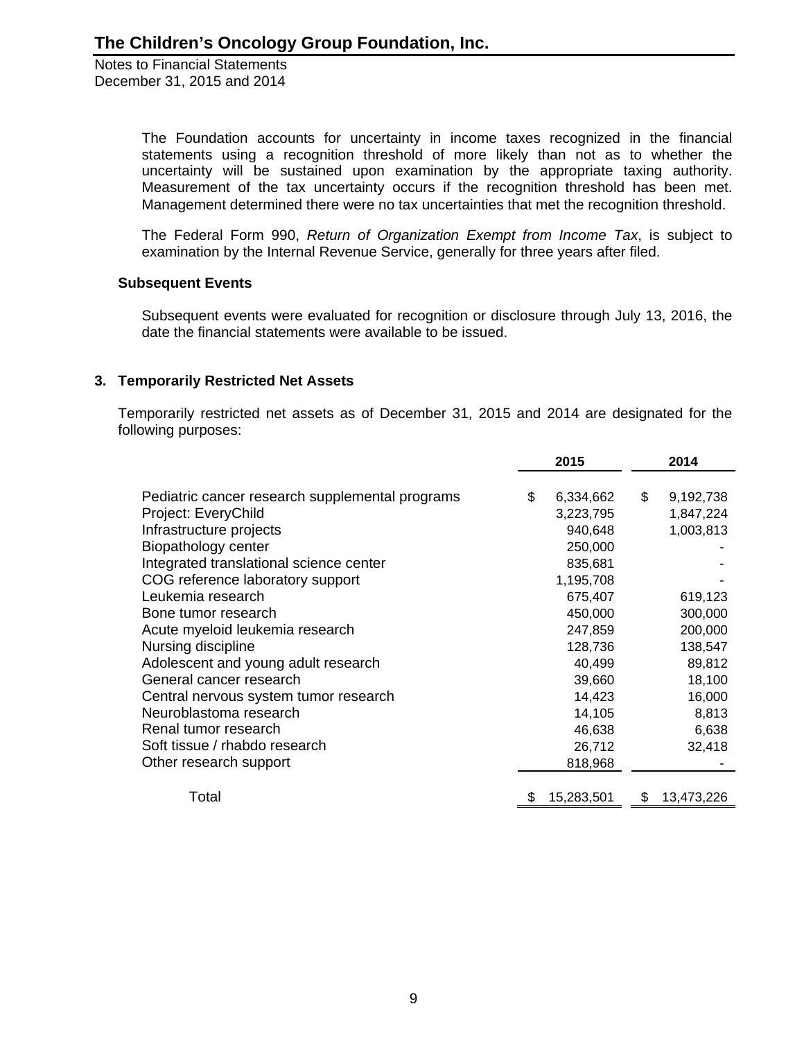The Foundation accounts for uncertainty in income taxes recognized in the financial statements using a recognition threshold of more likely than not as to whether the uncertainty will be sustained upon examination by the appropriate taxing authority. Measurement of the tax uncertainty occurs if the recognition threshold has been met. Management determined there were no tax uncertainties that met the recognition threshold.

The Federal Form 990, *Return of Organization Exempt from Income Tax*, is subject to examination by the Internal Revenue Service, generally for three years after filed.

### Subsequent Events

Subsequent events were evaluated for recognition or disclosure through July 13, 2016, the date the financial statements were available to be issued.

## 3. Temporarily Restricted Net Assets

Temporarily restricted net assets as of December 31, 2015 and 2014 are designated for the following purposes:

| | 2015 | 2014 |
|---|---|---|
| Pediatric cancer research supplemental programs | $ 6,334,662 | $ 9,192,738 |
| Project: EveryChild | 3,223,795 | 1,847,224 |
| Infrastructure projects | 940,648 | 1,003,813 |
| Biopathology center | 250,000 | - |
| Integrated translational science center | 835,681 | - |
| COG reference laboratory support | 1,195,708 | - |
| Leukemia research | 675,407 | 619,123 |
| Bone tumor research | 450,000 | 300,000 |
| Acute myeloid leukemia research | 247,859 | 200,000 |
| Nursing discipline | 128,736 | 138,547 |
| Adolescent and young adult research | 40,499 | 89,812 |
| General cancer research | 39,660 | 18,100 |
| Central nervous system tumor research | 14,423 | 16,000 |
| Neuroblastoma research | 14,105 | 8,813 |
| Renal tumor research | 46,638 | 6,638 |
| Soft tissue / rhabdo research | 26,712 | 32,418 |
| Other research support | 818,968 | - |
| Total | $ 15,283,501 | $ 13,473,226 |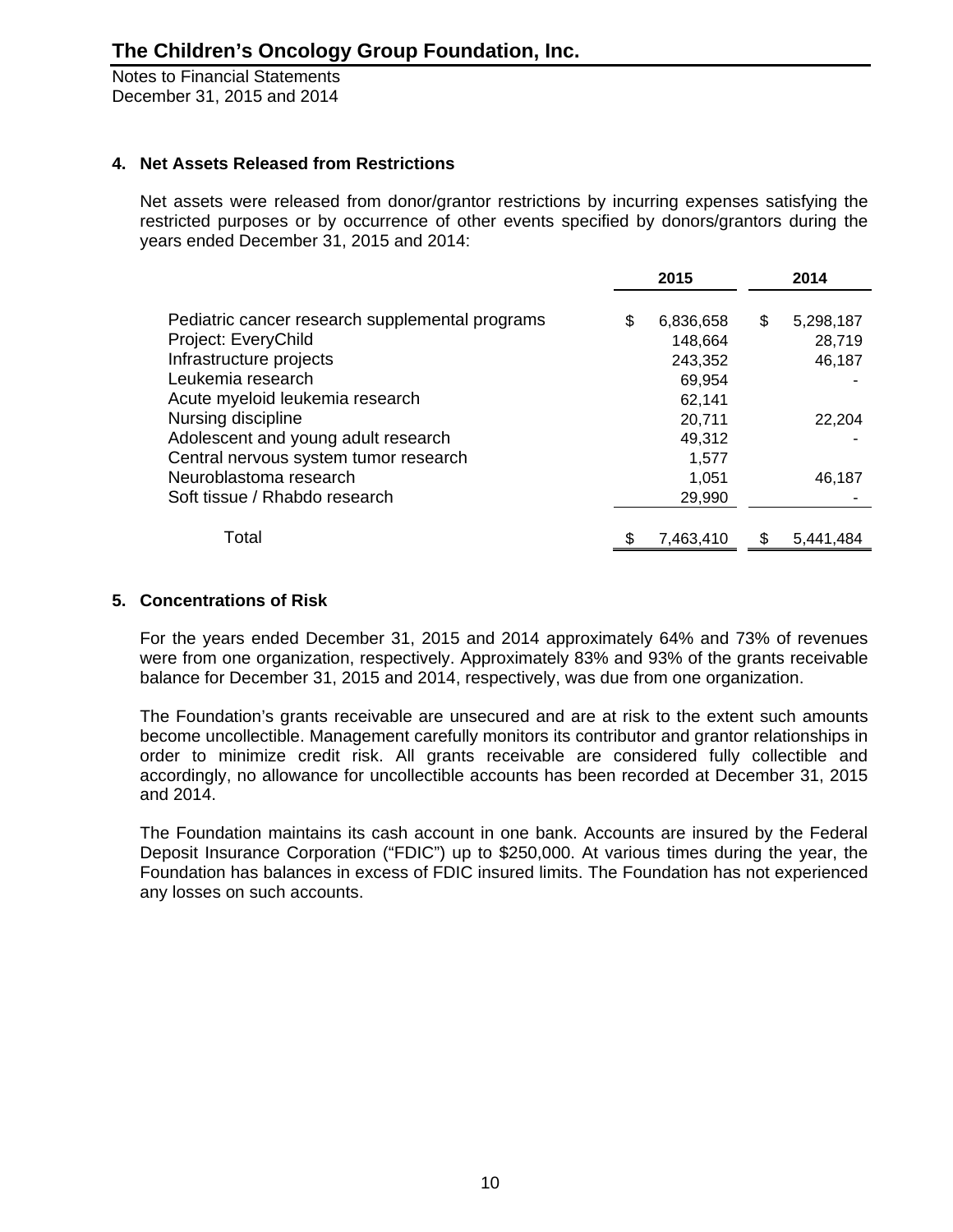# The Children's Oncology Group Foundation, Inc.

Notes to Financial Statements
December 31, 2015 and 2014

### 4. Net Assets Released from Restrictions

Net assets were released from donor/grantor restrictions by incurring expenses satisfying the restricted purposes or by occurrence of other events specified by donors/grantors during the years ended December 31, 2015 and 2014:

| | 2015 | 2014 |
|---|---|---|
| Pediatric cancer research supplemental programs | $ 6,836,658 | $ 5,298,187 |
| Project: EveryChild | 148,664 | 28,719 |
| Infrastructure projects | 243,352 | 46,187 |
| Leukemia research | 69,954 | - |
| Acute myeloid leukemia research | 62,141 | |
| Nursing discipline | 20,711 | 22,204 |
| Adolescent and young adult research | 49,312 | - |
| Central nervous system tumor research | 1,577 | |
| Neuroblastoma research | 1,051 | 46,187 |
| Soft tissue / Rhabdo research | 29,990 | - |
| Total | $ 7,463,410 | $ 5,441,484 |

### 5. Concentrations of Risk

For the years ended December 31, 2015 and 2014 approximately 64% and 73% of revenues were from one organization, respectively. Approximately 83% and 93% of the grants receivable balance for December 31, 2015 and 2014, respectively, was due from one organization.

The Foundation's grants receivable are unsecured and are at risk to the extent such amounts become uncollectible. Management carefully monitors its contributor and grantor relationships in order to minimize credit risk. All grants receivable are considered fully collectible and accordingly, no allowance for uncollectible accounts has been recorded at December 31, 2015 and 2014.

The Foundation maintains its cash account in one bank. Accounts are insured by the Federal Deposit Insurance Corporation ("FDIC") up to $250,000. At various times during the year, the Foundation has balances in excess of FDIC insured limits. The Foundation has not experienced any losses on such accounts.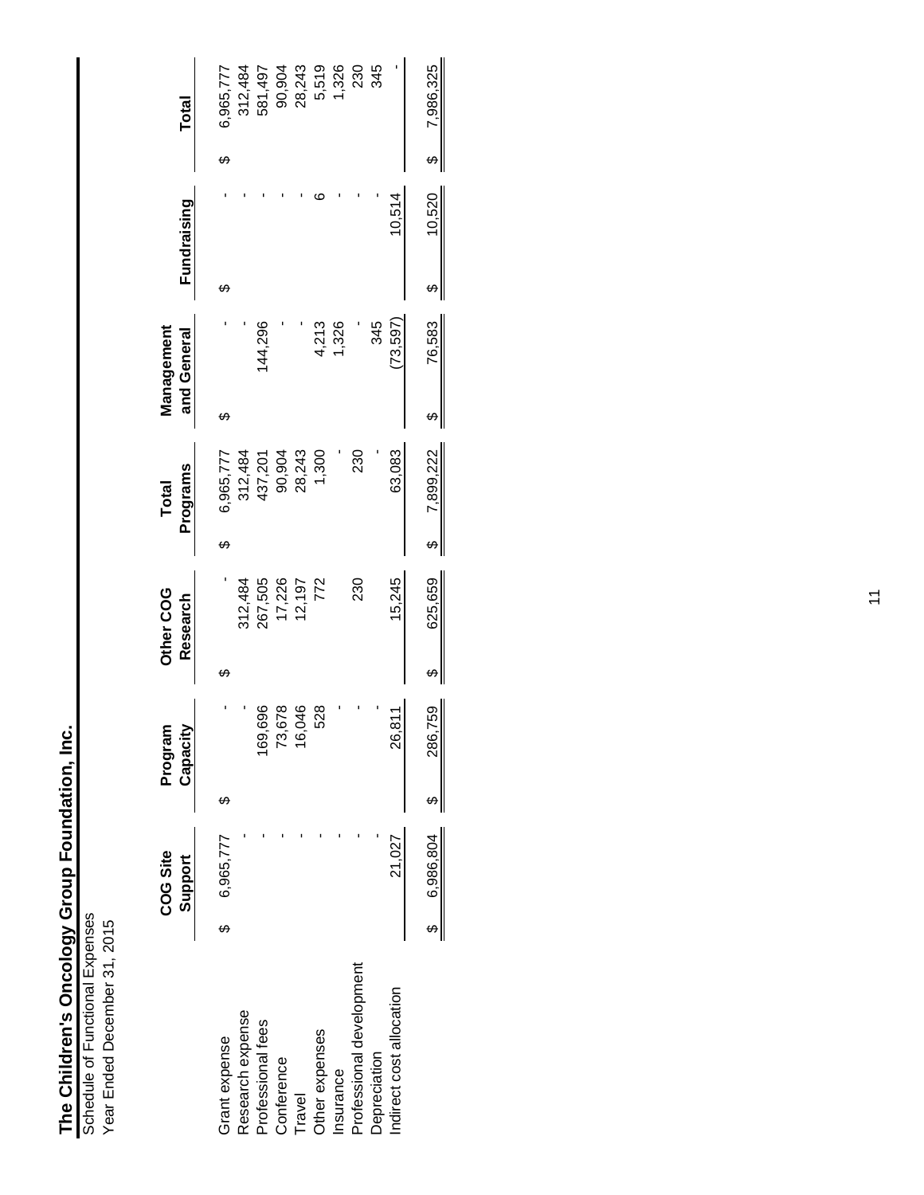# The Children's Oncology Group Foundation, Inc.

Schedule of Functional Expenses
Year Ended December 31, 2015

| | COG Site Support | Program Capacity | Other COG Research | Total Programs | Management and General | Fundraising | Total |
|---|---|---|---|---|---|---|---|
| Grant expense | $ 6,965,777 | $ - | $ - | $ 6,965,777 | $ - | $ - | $ 6,965,777 |
| Research expense | - | - | 312,484 | 312,484 | - | - | 312,484 |
| Professional fees | - | 169,696 | 267,505 | 437,201 | 144,296 | - | 581,497 |
| Conference | - | 73,678 | 17,226 | 90,904 | - | - | 90,904 |
| Travel | - | 16,046 | 12,197 | 28,243 | - | - | 28,243 |
| Other expenses | - | 528 | 772 | 1,300 | 4,213 | 6 | 5,519 |
| Insurance | - | - | - | - | 1,326 | - | 1,326 |
| Professional development | - | - | 230 | 230 | - | - | 230 |
| Depreciation | - | - | - | - | 345 | - | 345 |
| Indirect cost allocation | 21,027 | 26,811 | 15,245 | 63,083 | (73,597) | 10,514 | - |
| | $ 6,986,804 | $ 286,759 | $ 625,659 | $ 7,899,222 | $ 76,583 | $ 10,520 | $ 7,986,325 |